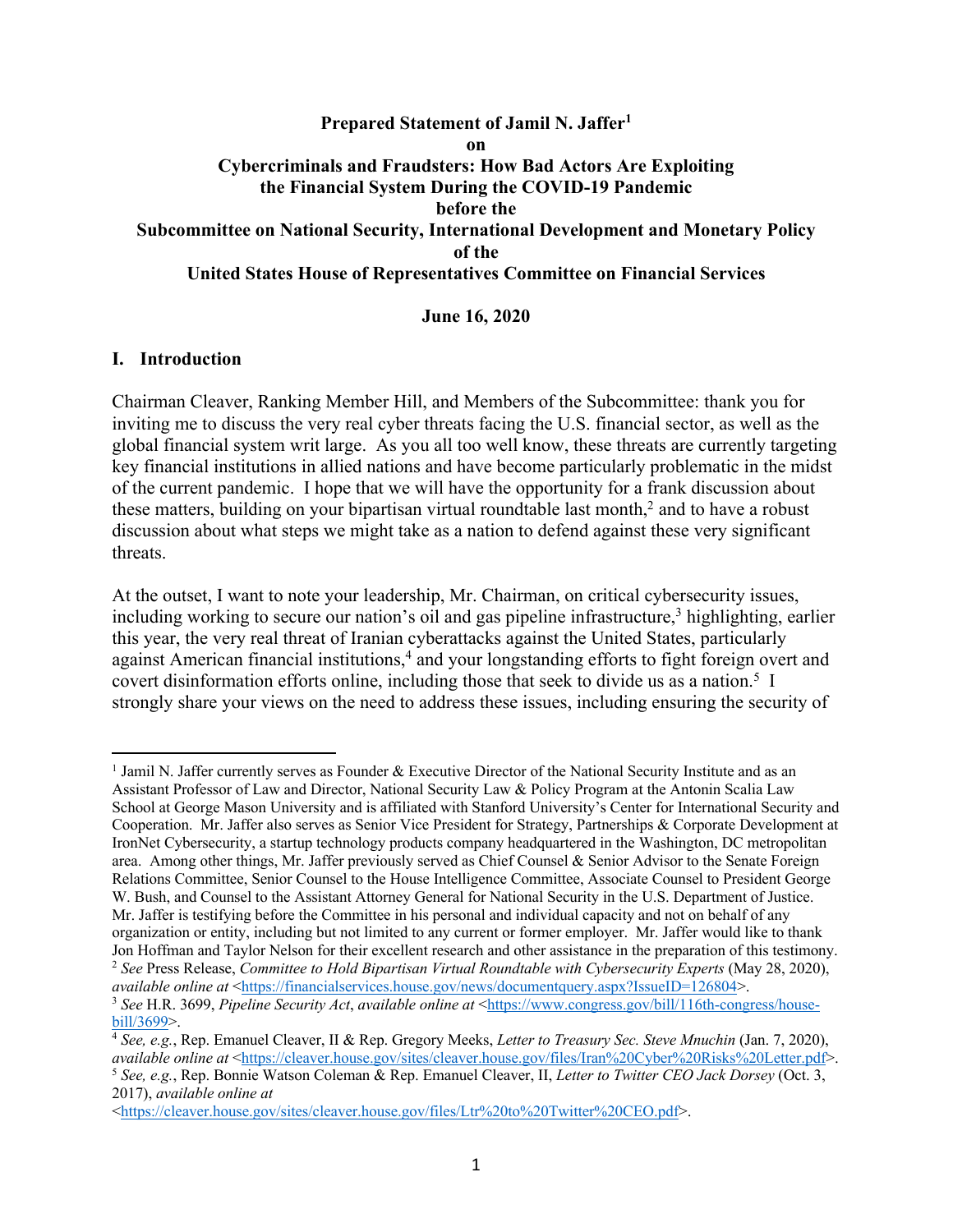**Prepared Statement of Jamil N. Jaffer[1]**
**on**
**Cybercriminals and Fraudsters: How Bad Actors Are Exploiting the Financial System During the COVID-19 Pandemic**
**before the**
**Subcommittee on National Security, International Development and Monetary Policy**
**of the**
**United States House of Representatives Committee on Financial Services**

**June 16, 2020**

## I. Introduction

Chairman Cleaver, Ranking Member Hill, and Members of the Subcommittee: thank you for inviting me to discuss the very real cyber threats facing the U.S. financial sector, as well as the global financial system writ large. As you all too well know, these threats are currently targeting key financial institutions in allied nations and have become particularly problematic in the midst of the current pandemic. I hope that we will have the opportunity for a frank discussion about these matters, building on your bipartisan virtual roundtable last month,[2] and to have a robust discussion about what steps we might take as a nation to defend against these very significant threats.

At the outset, I want to note your leadership, Mr. Chairman, on critical cybersecurity issues, including working to secure our nation's oil and gas pipeline infrastructure,[3] highlighting, earlier this year, the very real threat of Iranian cyberattacks against the United States, particularly against American financial institutions,[4] and your longstanding efforts to fight foreign overt and covert disinformation efforts online, including those that seek to divide us as a nation.[5] I strongly share your views on the need to address these issues, including ensuring the security of

---

[1] Jamil N. Jaffer currently serves as Founder & Executive Director of the National Security Institute and as an Assistant Professor of Law and Director, National Security Law & Policy Program at the Antonin Scalia Law School at George Mason University and is affiliated with Stanford University's Center for International Security and Cooperation. Mr. Jaffer also serves as Senior Vice President for Strategy, Partnerships & Corporate Development at IronNet Cybersecurity, a startup technology products company headquartered in the Washington, DC metropolitan area. Among other things, Mr. Jaffer previously served as Chief Counsel & Senior Advisor to the Senate Foreign Relations Committee, Senior Counsel to the House Intelligence Committee, Associate Counsel to President George W. Bush, and Counsel to the Assistant Attorney General for National Security in the U.S. Department of Justice. Mr. Jaffer is testifying before the Committee in his personal and individual capacity and not on behalf of any organization or entity, including but not limited to any current or former employer. Mr. Jaffer would like to thank Jon Hoffman and Taylor Nelson for their excellent research and other assistance in the preparation of this testimony.

[2] *See* Press Release, *Committee to Hold Bipartisan Virtual Roundtable with Cybersecurity Experts* (May 28, 2020), *available online at* <https://financialservices.house.gov/news/documentquery.aspx?IssueID=126804>.

[3] *See* H.R. 3699, *Pipeline Security Act*, *available online at* <https://www.congress.gov/bill/116th-congress/house-bill/3699>.

[4] *See, e.g.*, Rep. Emanuel Cleaver, II & Rep. Gregory Meeks, *Letter to Treasury Sec. Steve Mnuchin* (Jan. 7, 2020), *available online at* <https://cleaver.house.gov/sites/cleaver.house.gov/files/Iran%20Cyber%20Risks%20Letter.pdf>.

[5] *See, e.g.*, Rep. Bonnie Watson Coleman & Rep. Emanuel Cleaver, II, *Letter to Twitter CEO Jack Dorsey* (Oct. 3, 2017), *available online at* <https://cleaver.house.gov/sites/cleaver.house.gov/files/Ltr%20to%20Twitter%20CEO.pdf>.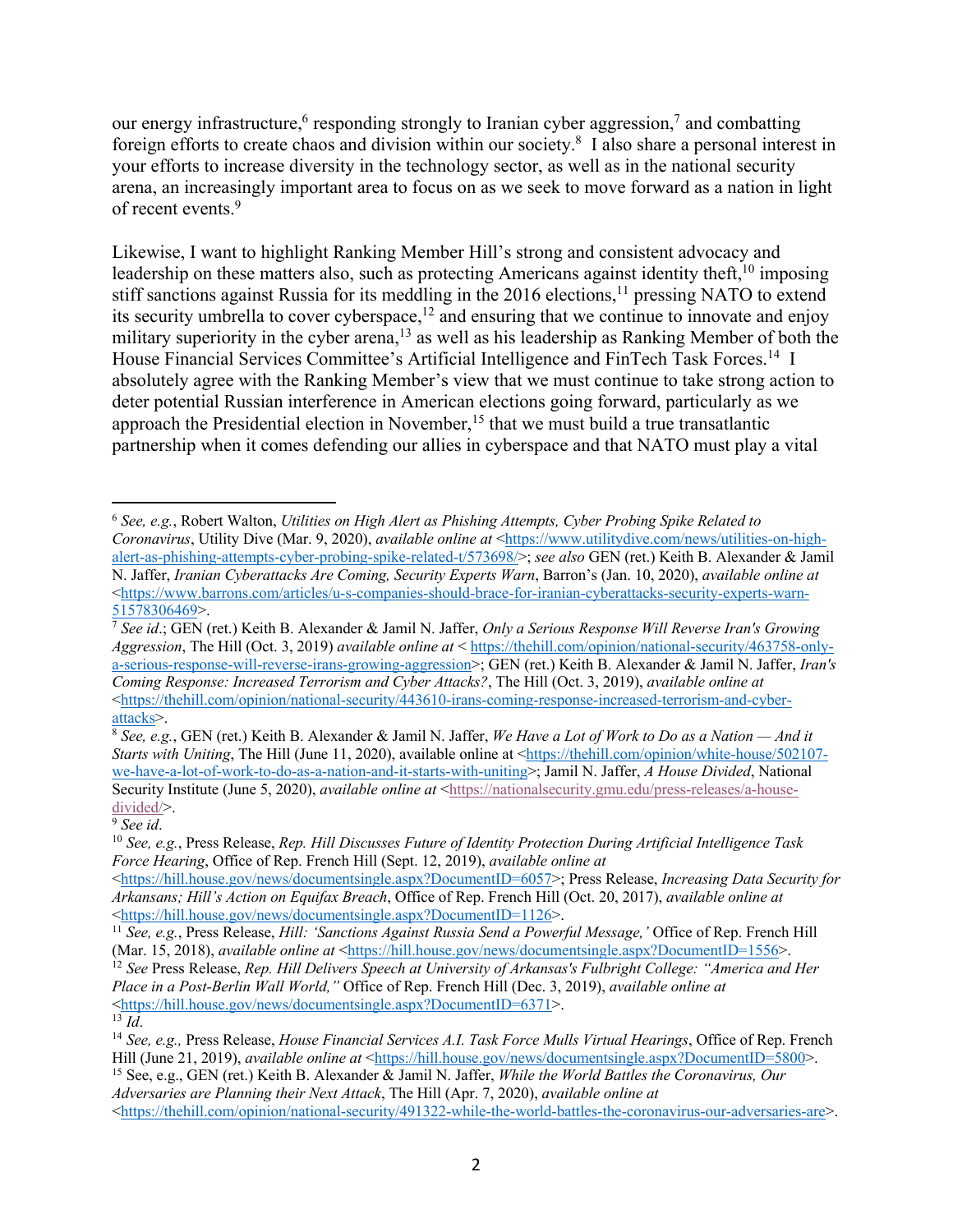our energy infrastructure,[6] responding strongly to Iranian cyber aggression,[7] and combatting foreign efforts to create chaos and division within our society.[8] I also share a personal interest in your efforts to increase diversity in the technology sector, as well as in the national security arena, an increasingly important area to focus on as we seek to move forward as a nation in light of recent events.[9]

Likewise, I want to highlight Ranking Member Hill's strong and consistent advocacy and leadership on these matters also, such as protecting Americans against identity theft,[10] imposing stiff sanctions against Russia for its meddling in the 2016 elections,[11] pressing NATO to extend its security umbrella to cover cyberspace,[12] and ensuring that we continue to innovate and enjoy military superiority in the cyber arena,[13] as well as his leadership as Ranking Member of both the House Financial Services Committee's Artificial Intelligence and FinTech Task Forces.[14] I absolutely agree with the Ranking Member's view that we must continue to take strong action to deter potential Russian interference in American elections going forward, particularly as we approach the Presidential election in November,[15] that we must build a true transatlantic partnership when it comes defending our allies in cyberspace and that NATO must play a vital

---

[6] *See, e.g.*, Robert Walton, *Utilities on High Alert as Phishing Attempts, Cyber Probing Spike Related to Coronavirus*, Utility Dive (Mar. 9, 2020), *available online at* <https://www.utilitydive.com/news/utilities-on-high-alert-as-phishing-attempts-cyber-probing-spike-related-t/573698/>; *see also* GEN (ret.) Keith B. Alexander & Jamil N. Jaffer, *Iranian Cyberattacks Are Coming, Security Experts Warn*, Barron's (Jan. 10, 2020), *available online at* <https://www.barrons.com/articles/u-s-companies-should-brace-for-iranian-cyberattacks-security-experts-warn-51578306469>.

[7] *See id.*; GEN (ret.) Keith B. Alexander & Jamil N. Jaffer, *Only a Serious Response Will Reverse Iran's Growing Aggression*, The Hill (Oct. 3, 2019) *available online at* < https://thehill.com/opinion/national-security/463758-only-a-serious-response-will-reverse-irans-growing-aggression>; GEN (ret.) Keith B. Alexander & Jamil N. Jaffer, *Iran's Coming Response: Increased Terrorism and Cyber Attacks?*, The Hill (Oct. 3, 2019), *available online at* <https://thehill.com/opinion/national-security/443610-irans-coming-response-increased-terrorism-and-cyber-attacks>.

[8] *See, e.g.*, GEN (ret.) Keith B. Alexander & Jamil N. Jaffer, *We Have a Lot of Work to Do as a Nation — And it Starts with Uniting*, The Hill (June 11, 2020), available online at <https://thehill.com/opinion/white-house/502107-we-have-a-lot-of-work-to-do-as-a-nation-and-it-starts-with-uniting>; Jamil N. Jaffer, *A House Divided*, National Security Institute (June 5, 2020), *available online at* <https://nationalsecurity.gmu.edu/press-releases/a-house-divided/>.

[9] *See id*.

[10] *See, e.g.*, Press Release, *Rep. Hill Discusses Future of Identity Protection During Artificial Intelligence Task Force Hearing*, Office of Rep. French Hill (Sept. 12, 2019), *available online at* <https://hill.house.gov/news/documentsingle.aspx?DocumentID=6057>; Press Release, *Increasing Data Security for Arkansans; Hill's Action on Equifax Breach*, Office of Rep. French Hill (Oct. 20, 2017), *available online at* <https://hill.house.gov/news/documentsingle.aspx?DocumentID=1126>.

[11] *See, e.g.*, Press Release, *Hill: 'Sanctions Against Russia Send a Powerful Message,'* Office of Rep. French Hill (Mar. 15, 2018), *available online at* <https://hill.house.gov/news/documentsingle.aspx?DocumentID=1556>.

[12] *See* Press Release, *Rep. Hill Delivers Speech at University of Arkansas's Fulbright College: "America and Her Place in a Post-Berlin Wall World,"* Office of Rep. French Hill (Dec. 3, 2019), *available online at* <https://hill.house.gov/news/documentsingle.aspx?DocumentID=6371>.

[13] *Id*.

[14] *See, e.g.,* Press Release, *House Financial Services A.I. Task Force Mulls Virtual Hearings*, Office of Rep. French Hill (June 21, 2019), *available online at* <https://hill.house.gov/news/documentsingle.aspx?DocumentID=5800>.

[15] See, e.g., GEN (ret.) Keith B. Alexander & Jamil N. Jaffer, *While the World Battles the Coronavirus, Our Adversaries are Planning their Next Attack*, The Hill (Apr. 7, 2020), *available online at* <https://thehill.com/opinion/national-security/491322-while-the-world-battles-the-coronavirus-our-adversaries-are>.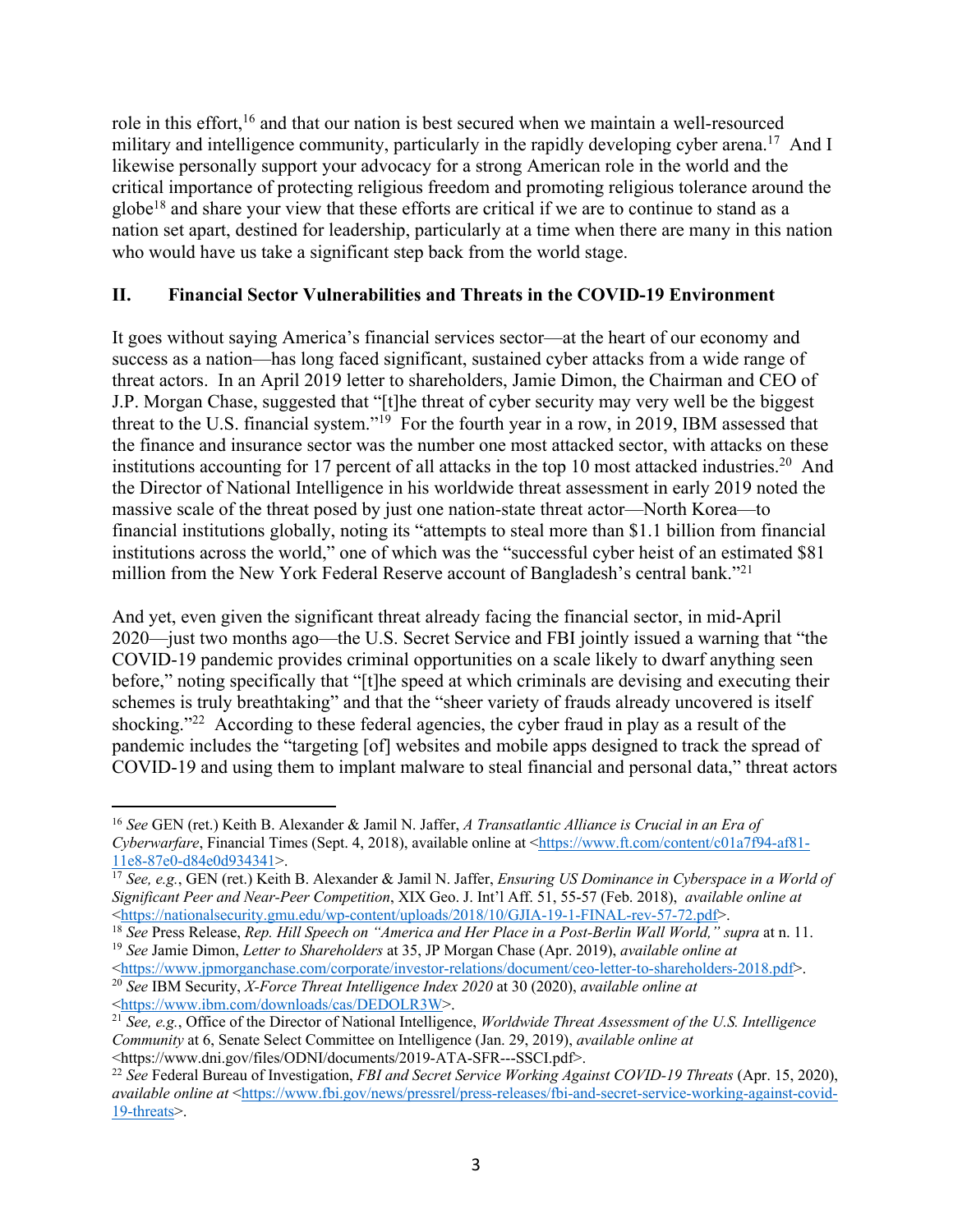role in this effort,[16] and that our nation is best secured when we maintain a well-resourced military and intelligence community, particularly in the rapidly developing cyber arena.[17] And I likewise personally support your advocacy for a strong American role in the world and the critical importance of protecting religious freedom and promoting religious tolerance around the globe[18] and share your view that these efforts are critical if we are to continue to stand as a nation set apart, destined for leadership, particularly at a time when there are many in this nation who would have us take a significant step back from the world stage.

## II. Financial Sector Vulnerabilities and Threats in the COVID-19 Environment

It goes without saying America's financial services sector—at the heart of our economy and success as a nation—has long faced significant, sustained cyber attacks from a wide range of threat actors. In an April 2019 letter to shareholders, Jamie Dimon, the Chairman and CEO of J.P. Morgan Chase, suggested that "[t]he threat of cyber security may very well be the biggest threat to the U.S. financial system."[19] For the fourth year in a row, in 2019, IBM assessed that the finance and insurance sector was the number one most attacked sector, with attacks on these institutions accounting for 17 percent of all attacks in the top 10 most attacked industries.[20] And the Director of National Intelligence in his worldwide threat assessment in early 2019 noted the massive scale of the threat posed by just one nation-state threat actor—North Korea—to financial institutions globally, noting its "attempts to steal more than $1.1 billion from financial institutions across the world," one of which was the "successful cyber heist of an estimated $81 million from the New York Federal Reserve account of Bangladesh's central bank."[21]

And yet, even given the significant threat already facing the financial sector, in mid-April 2020—just two months ago—the U.S. Secret Service and FBI jointly issued a warning that "the COVID-19 pandemic provides criminal opportunities on a scale likely to dwarf anything seen before," noting specifically that "[t]he speed at which criminals are devising and executing their schemes is truly breathtaking" and that the "sheer variety of frauds already uncovered is itself shocking."[22] According to these federal agencies, the cyber fraud in play as a result of the pandemic includes the "targeting [of] websites and mobile apps designed to track the spread of COVID-19 and using them to implant malware to steal financial and personal data," threat actors

---

[16] *See* GEN (ret.) Keith B. Alexander & Jamil N. Jaffer, *A Transatlantic Alliance is Crucial in an Era of Cyberwarfare*, Financial Times (Sept. 4, 2018), available online at <https://www.ft.com/content/c01a7f94-af81-11e8-87e0-d84e0d934341>.

[17] *See, e.g.*, GEN (ret.) Keith B. Alexander & Jamil N. Jaffer, *Ensuring US Dominance in Cyberspace in a World of Significant Peer and Near-Peer Competition*, XIX Geo. J. Int'l Aff. 51, 55-57 (Feb. 2018), *available online at* <https://nationalsecurity.gmu.edu/wp-content/uploads/2018/10/GJIA-19-1-FINAL-rev-57-72.pdf>.

[18] *See* Press Release, *Rep. Hill Speech on "America and Her Place in a Post-Berlin Wall World," supra* at n. 11.

[19] *See* Jamie Dimon, *Letter to Shareholders* at 35, JP Morgan Chase (Apr. 2019), *available online at* <https://www.jpmorganchase.com/corporate/investor-relations/document/ceo-letter-to-shareholders-2018.pdf>.

[20] *See* IBM Security, *X-Force Threat Intelligence Index 2020* at 30 (2020), *available online at* <https://www.ibm.com/downloads/cas/DEDOLR3W>.

[21] *See, e.g.*, Office of the Director of National Intelligence, *Worldwide Threat Assessment of the U.S. Intelligence Community* at 6, Senate Select Committee on Intelligence (Jan. 29, 2019), *available online at* <https://www.dni.gov/files/ODNI/documents/2019-ATA-SFR---SSCI.pdf>.

[22] *See* Federal Bureau of Investigation, *FBI and Secret Service Working Against COVID-19 Threats* (Apr. 15, 2020), *available online at* <https://www.fbi.gov/news/pressrel/press-releases/fbi-and-secret-service-working-against-covid-19-threats>.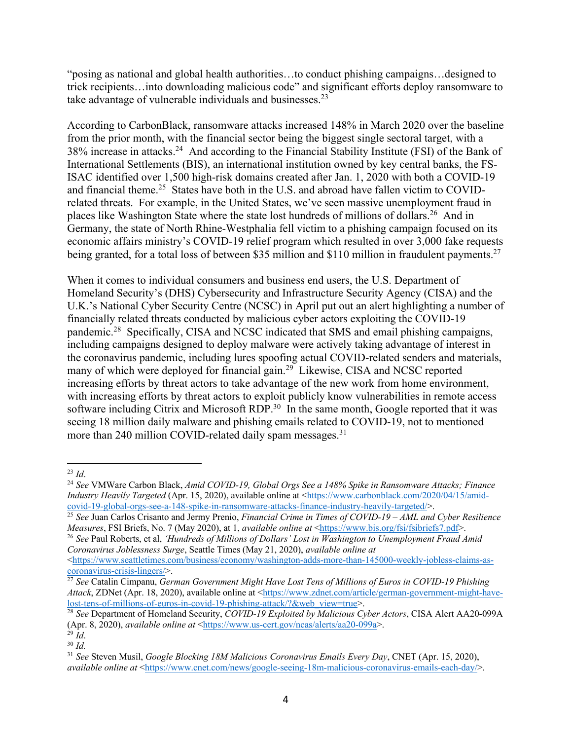"posing as national and global health authorities…to conduct phishing campaigns…designed to trick recipients…into downloading malicious code" and significant efforts deploy ransomware to take advantage of vulnerable individuals and businesses.[23]

According to CarbonBlack, ransomware attacks increased 148% in March 2020 over the baseline from the prior month, with the financial sector being the biggest single sectoral target, with a 38% increase in attacks.[24] And according to the Financial Stability Institute (FSI) of the Bank of International Settlements (BIS), an international institution owned by key central banks, the FS-ISAC identified over 1,500 high-risk domains created after Jan. 1, 2020 with both a COVID-19 and financial theme.[25] States have both in the U.S. and abroad have fallen victim to COVID-related threats. For example, in the United States, we've seen massive unemployment fraud in places like Washington State where the state lost hundreds of millions of dollars.[26] And in Germany, the state of North Rhine-Westphalia fell victim to a phishing campaign focused on its economic affairs ministry's COVID-19 relief program which resulted in over 3,000 fake requests being granted, for a total loss of between $35 million and $110 million in fraudulent payments.[27]

When it comes to individual consumers and business end users, the U.S. Department of Homeland Security's (DHS) Cybersecurity and Infrastructure Security Agency (CISA) and the U.K.'s National Cyber Security Centre (NCSC) in April put out an alert highlighting a number of financially related threats conducted by malicious cyber actors exploiting the COVID-19 pandemic.[28] Specifically, CISA and NCSC indicated that SMS and email phishing campaigns, including campaigns designed to deploy malware were actively taking advantage of interest in the coronavirus pandemic, including lures spoofing actual COVID-related senders and materials, many of which were deployed for financial gain.[29] Likewise, CISA and NCSC reported increasing efforts by threat actors to take advantage of the new work from home environment, with increasing efforts by threat actors to exploit publicly know vulnerabilities in remote access software including Citrix and Microsoft RDP.[30] In the same month, Google reported that it was seeing 18 million daily malware and phishing emails related to COVID-19, not to mentioned more than 240 million COVID-related daily spam messages.[31]

---

[23] *Id*.

[24] *See* VMWare Carbon Black, *Amid COVID-19, Global Orgs See a 148% Spike in Ransomware Attacks; Finance Industry Heavily Targeted* (Apr. 15, 2020), available online at <https://www.carbonblack.com/2020/04/15/amid-covid-19-global-orgs-see-a-148-spike-in-ransomware-attacks-finance-industry-heavily-targeted/>.

[25] *See* Juan Carlos Crisanto and Jermy Prenio, *Financial Crime in Times of COVID-19 – AML and Cyber Resilience Measures*, FSI Briefs, No. 7 (May 2020), at 1, *available online at* <https://www.bis.org/fsi/fsibriefs7.pdf>.

[26] *See* Paul Roberts, et al, *'Hundreds of Millions of Dollars' Lost in Washington to Unemployment Fraud Amid Coronavirus Joblessness Surge*, Seattle Times (May 21, 2020), *available online at* <https://www.seattletimes.com/business/economy/washington-adds-more-than-145000-weekly-jobless-claims-as-coronavirus-crisis-lingers/>.

[27] *See* Catalin Cimpanu, *German Government Might Have Lost Tens of Millions of Euros in COVID-19 Phishing Attack*, ZDNet (Apr. 18, 2020), available online at <https://www.zdnet.com/article/german-government-might-have-lost-tens-of-millions-of-euros-in-covid-19-phishing-attack/?&web_view=true>.

[28] *See* Department of Homeland Security, *COVID-19 Exploited by Malicious Cyber Actors*, CISA Alert AA20-099A (Apr. 8, 2020), *available online at* <https://www.us-cert.gov/ncas/alerts/aa20-099a>.

[29] *Id*.

[30] *Id.*

[31] *See* Steven Musil, *Google Blocking 18M Malicious Coronavirus Emails Every Day*, CNET (Apr. 15, 2020), *available online at* <https://www.cnet.com/news/google-seeing-18m-malicious-coronavirus-emails-each-day/>.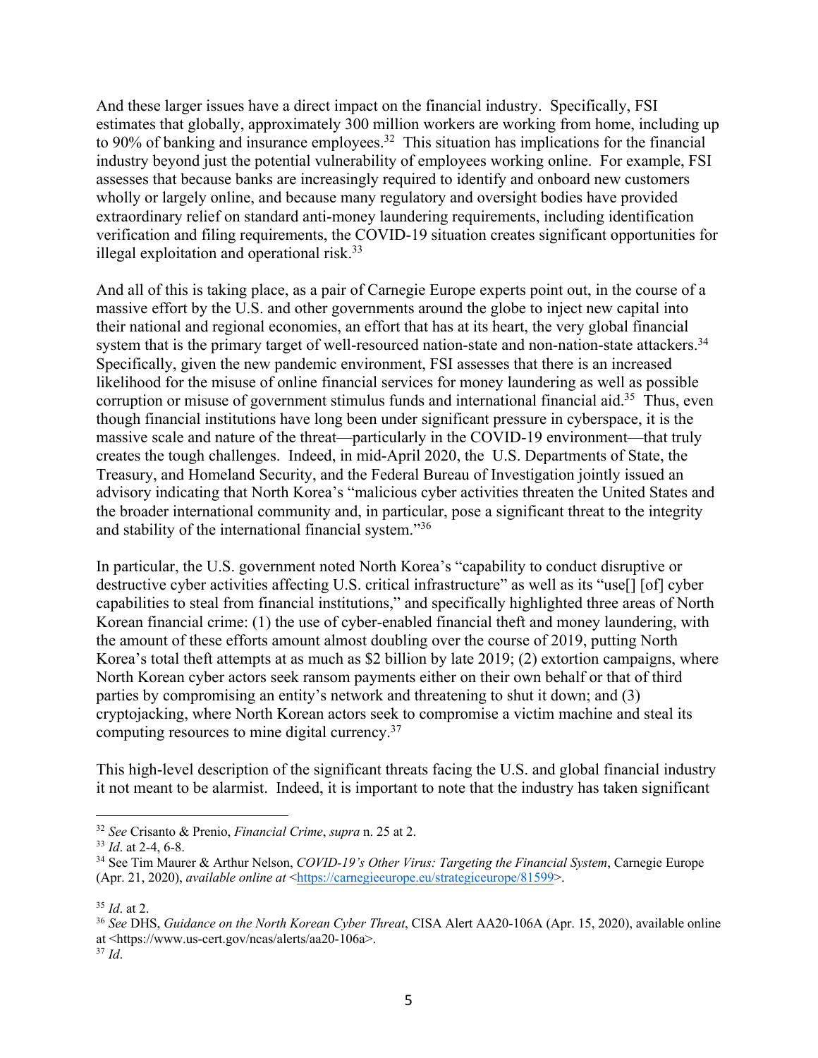And these larger issues have a direct impact on the financial industry. Specifically, FSI estimates that globally, approximately 300 million workers are working from home, including up to 90% of banking and insurance employees.[32] This situation has implications for the financial industry beyond just the potential vulnerability of employees working online. For example, FSI assesses that because banks are increasingly required to identify and onboard new customers wholly or largely online, and because many regulatory and oversight bodies have provided extraordinary relief on standard anti-money laundering requirements, including identification verification and filing requirements, the COVID-19 situation creates significant opportunities for illegal exploitation and operational risk.[33]

And all of this is taking place, as a pair of Carnegie Europe experts point out, in the course of a massive effort by the U.S. and other governments around the globe to inject new capital into their national and regional economies, an effort that has at its heart, the very global financial system that is the primary target of well-resourced nation-state and non-nation-state attackers.[34] Specifically, given the new pandemic environment, FSI assesses that there is an increased likelihood for the misuse of online financial services for money laundering as well as possible corruption or misuse of government stimulus funds and international financial aid.[35] Thus, even though financial institutions have long been under significant pressure in cyberspace, it is the massive scale and nature of the threat—particularly in the COVID-19 environment—that truly creates the tough challenges. Indeed, in mid-April 2020, the U.S. Departments of State, the Treasury, and Homeland Security, and the Federal Bureau of Investigation jointly issued an advisory indicating that North Korea's "malicious cyber activities threaten the United States and the broader international community and, in particular, pose a significant threat to the integrity and stability of the international financial system."[36]

In particular, the U.S. government noted North Korea's "capability to conduct disruptive or destructive cyber activities affecting U.S. critical infrastructure" as well as its "use[] [of] cyber capabilities to steal from financial institutions," and specifically highlighted three areas of North Korean financial crime: (1) the use of cyber-enabled financial theft and money laundering, with the amount of these efforts amount almost doubling over the course of 2019, putting North Korea's total theft attempts at as much as $2 billion by late 2019; (2) extortion campaigns, where North Korean cyber actors seek ransom payments either on their own behalf or that of third parties by compromising an entity's network and threatening to shut it down; and (3) cryptojacking, where North Korean actors seek to compromise a victim machine and steal its computing resources to mine digital currency.[37]

This high-level description of the significant threats facing the U.S. and global financial industry it not meant to be alarmist. Indeed, it is important to note that the industry has taken significant

---

[32] *See* Crisanto & Prenio, *Financial Crime*, *supra* n. 25 at 2.

[33] *Id*. at 2-4, 6-8.

[34] See Tim Maurer & Arthur Nelson, *COVID-19's Other Virus: Targeting the Financial System*, Carnegie Europe (Apr. 21, 2020), *available online at* <https://carnegieeurope.eu/strategiceurope/81599>.

[35] *Id*. at 2.

[36] *See* DHS, *Guidance on the North Korean Cyber Threat*, CISA Alert AA20-106A (Apr. 15, 2020), available online at <https://www.us-cert.gov/ncas/alerts/aa20-106a>.

[37] *Id*.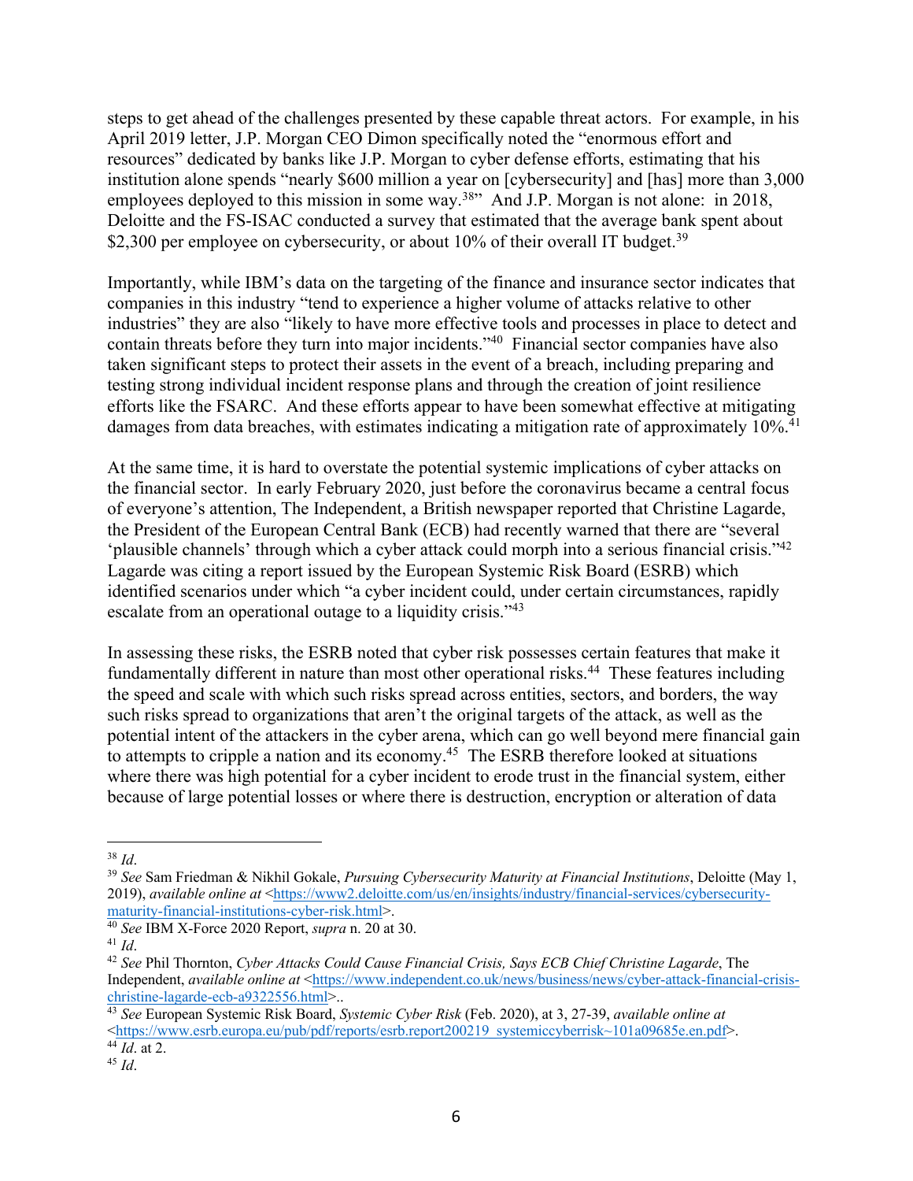steps to get ahead of the challenges presented by these capable threat actors. For example, in his April 2019 letter, J.P. Morgan CEO Dimon specifically noted the "enormous effort and resources" dedicated by banks like J.P. Morgan to cyber defense efforts, estimating that his institution alone spends "nearly $600 million a year on [cybersecurity] and [has] more than 3,000 employees deployed to this mission in some way.[38]" And J.P. Morgan is not alone: in 2018, Deloitte and the FS-ISAC conducted a survey that estimated that the average bank spent about $2,300 per employee on cybersecurity, or about 10% of their overall IT budget.[39]

Importantly, while IBM's data on the targeting of the finance and insurance sector indicates that companies in this industry "tend to experience a higher volume of attacks relative to other industries" they are also "likely to have more effective tools and processes in place to detect and contain threats before they turn into major incidents."[40] Financial sector companies have also taken significant steps to protect their assets in the event of a breach, including preparing and testing strong individual incident response plans and through the creation of joint resilience efforts like the FSARC. And these efforts appear to have been somewhat effective at mitigating damages from data breaches, with estimates indicating a mitigation rate of approximately 10%.[41]

At the same time, it is hard to overstate the potential systemic implications of cyber attacks on the financial sector. In early February 2020, just before the coronavirus became a central focus of everyone's attention, The Independent, a British newspaper reported that Christine Lagarde, the President of the European Central Bank (ECB) had recently warned that there are "several 'plausible channels' through which a cyber attack could morph into a serious financial crisis."[42] Lagarde was citing a report issued by the European Systemic Risk Board (ESRB) which identified scenarios under which "a cyber incident could, under certain circumstances, rapidly escalate from an operational outage to a liquidity crisis."[43]

In assessing these risks, the ESRB noted that cyber risk possesses certain features that make it fundamentally different in nature than most other operational risks.[44] These features including the speed and scale with which such risks spread across entities, sectors, and borders, the way such risks spread to organizations that aren't the original targets of the attack, as well as the potential intent of the attackers in the cyber arena, which can go well beyond mere financial gain to attempts to cripple a nation and its economy.[45] The ESRB therefore looked at situations where there was high potential for a cyber incident to erode trust in the financial system, either because of large potential losses or where there is destruction, encryption or alteration of data

---

[38] *Id*.

[39] *See* Sam Friedman & Nikhil Gokale, *Pursuing Cybersecurity Maturity at Financial Institutions*, Deloitte (May 1, 2019), *available online at* <https://www2.deloitte.com/us/en/insights/industry/financial-services/cybersecurity-maturity-financial-institutions-cyber-risk.html>.

[40] *See* IBM X-Force 2020 Report, *supra* n. 20 at 30.

[41] *Id*.

[42] *See* Phil Thornton, *Cyber Attacks Could Cause Financial Crisis, Says ECB Chief Christine Lagarde*, The Independent, *available online at* <https://www.independent.co.uk/news/business/news/cyber-attack-financial-crisis-christine-lagarde-ecb-a9322556.html>..

[43] *See* European Systemic Risk Board, *Systemic Cyber Risk* (Feb. 2020), at 3, 27-39, *available online at* <https://www.esrb.europa.eu/pub/pdf/reports/esrb.report200219_systemiccyberrisk~101a09685e.en.pdf>.

[44] *Id*. at 2.

[45] *Id*.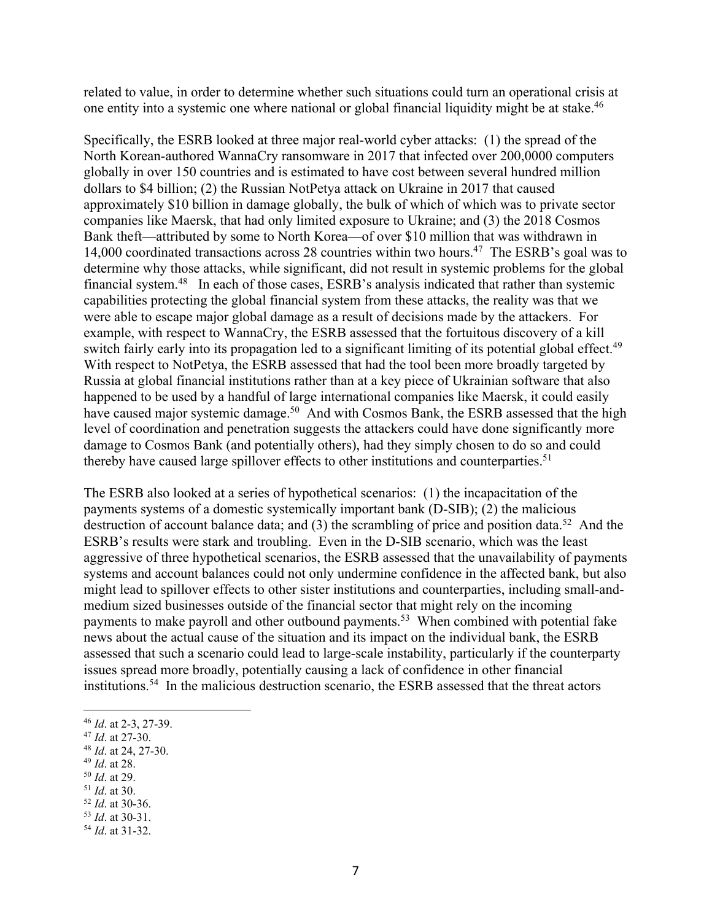related to value, in order to determine whether such situations could turn an operational crisis at one entity into a systemic one where national or global financial liquidity might be at stake.[46]

Specifically, the ESRB looked at three major real-world cyber attacks: (1) the spread of the North Korean-authored WannaCry ransomware in 2017 that infected over 200,0000 computers globally in over 150 countries and is estimated to have cost between several hundred million dollars to $4 billion; (2) the Russian NotPetya attack on Ukraine in 2017 that caused approximately $10 billion in damage globally, the bulk of which of which was to private sector companies like Maersk, that had only limited exposure to Ukraine; and (3) the 2018 Cosmos Bank theft—attributed by some to North Korea—of over $10 million that was withdrawn in 14,000 coordinated transactions across 28 countries within two hours.[47] The ESRB's goal was to determine why those attacks, while significant, did not result in systemic problems for the global financial system.[48] In each of those cases, ESRB's analysis indicated that rather than systemic capabilities protecting the global financial system from these attacks, the reality was that we were able to escape major global damage as a result of decisions made by the attackers. For example, with respect to WannaCry, the ESRB assessed that the fortuitous discovery of a kill switch fairly early into its propagation led to a significant limiting of its potential global effect.[49] With respect to NotPetya, the ESRB assessed that had the tool been more broadly targeted by Russia at global financial institutions rather than at a key piece of Ukrainian software that also happened to be used by a handful of large international companies like Maersk, it could easily have caused major systemic damage.[50] And with Cosmos Bank, the ESRB assessed that the high level of coordination and penetration suggests the attackers could have done significantly more damage to Cosmos Bank (and potentially others), had they simply chosen to do so and could thereby have caused large spillover effects to other institutions and counterparties.[51]

The ESRB also looked at a series of hypothetical scenarios: (1) the incapacitation of the payments systems of a domestic systemically important bank (D-SIB); (2) the malicious destruction of account balance data; and (3) the scrambling of price and position data.[52] And the ESRB's results were stark and troubling. Even in the D-SIB scenario, which was the least aggressive of three hypothetical scenarios, the ESRB assessed that the unavailability of payments systems and account balances could not only undermine confidence in the affected bank, but also might lead to spillover effects to other sister institutions and counterparties, including small-and-medium sized businesses outside of the financial sector that might rely on the incoming payments to make payroll and other outbound payments.[53] When combined with potential fake news about the actual cause of the situation and its impact on the individual bank, the ESRB assessed that such a scenario could lead to large-scale instability, particularly if the counterparty issues spread more broadly, potentially causing a lack of confidence in other financial institutions.[54] In the malicious destruction scenario, the ESRB assessed that the threat actors

---

[46] *Id*. at 2-3, 27-39.

[47] *Id*. at 27-30.

[48] *Id*. at 24, 27-30.

[49] *Id*. at 28.

[50] *Id*. at 29.

[51] *Id*. at 30.

[52] *Id*. at 30-36.

[53] *Id*. at 30-31.

[54] *Id*. at 31-32.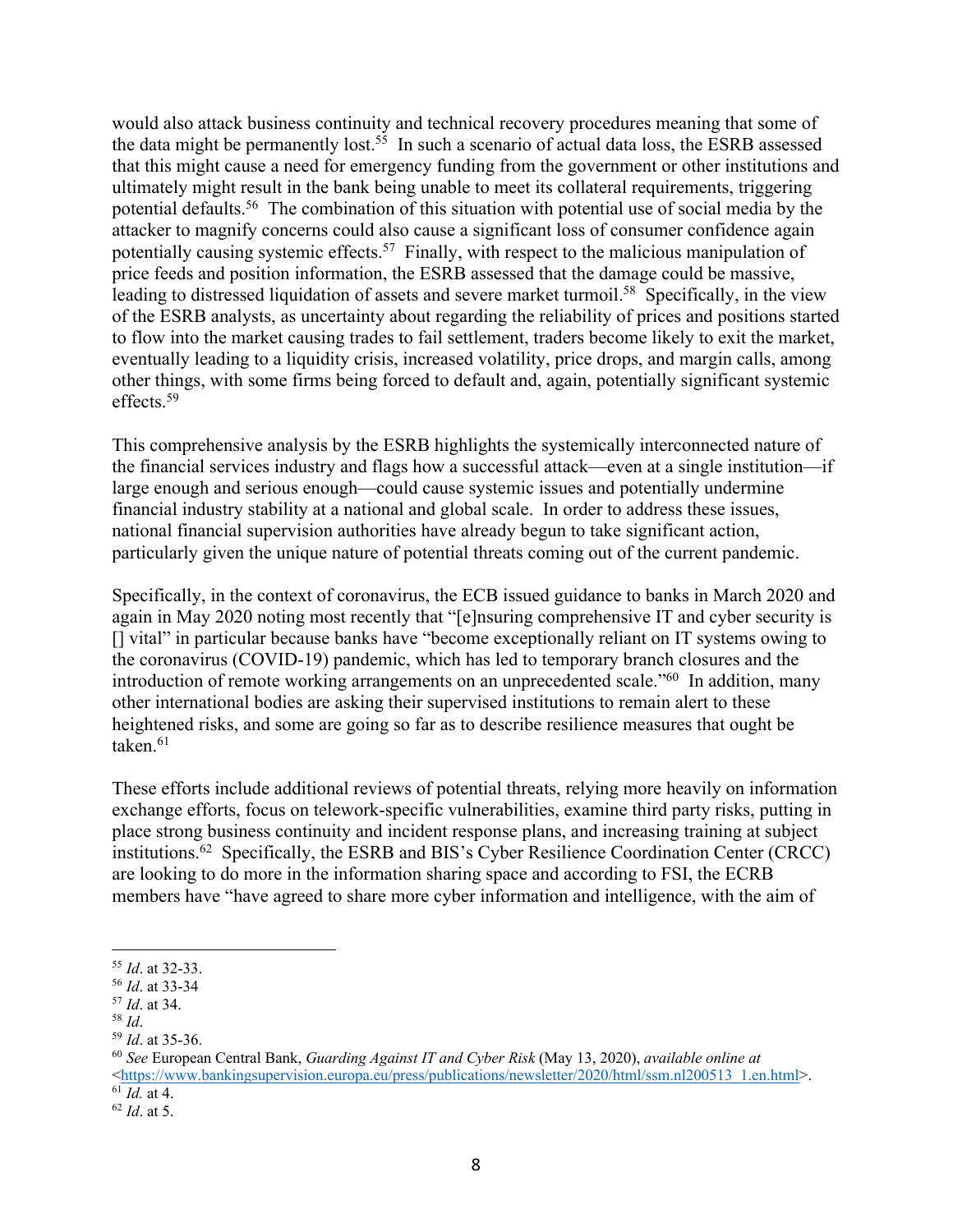would also attack business continuity and technical recovery procedures meaning that some of the data might be permanently lost.[55] In such a scenario of actual data loss, the ESRB assessed that this might cause a need for emergency funding from the government or other institutions and ultimately might result in the bank being unable to meet its collateral requirements, triggering potential defaults.[56] The combination of this situation with potential use of social media by the attacker to magnify concerns could also cause a significant loss of consumer confidence again potentially causing systemic effects.[57] Finally, with respect to the malicious manipulation of price feeds and position information, the ESRB assessed that the damage could be massive, leading to distressed liquidation of assets and severe market turmoil.[58] Specifically, in the view of the ESRB analysts, as uncertainty about regarding the reliability of prices and positions started to flow into the market causing trades to fail settlement, traders become likely to exit the market, eventually leading to a liquidity crisis, increased volatility, price drops, and margin calls, among other things, with some firms being forced to default and, again, potentially significant systemic effects.[59]

This comprehensive analysis by the ESRB highlights the systemically interconnected nature of the financial services industry and flags how a successful attack—even at a single institution—if large enough and serious enough—could cause systemic issues and potentially undermine financial industry stability at a national and global scale. In order to address these issues, national financial supervision authorities have already begun to take significant action, particularly given the unique nature of potential threats coming out of the current pandemic.

Specifically, in the context of coronavirus, the ECB issued guidance to banks in March 2020 and again in May 2020 noting most recently that "[e]nsuring comprehensive IT and cyber security is [] vital" in particular because banks have "become exceptionally reliant on IT systems owing to the coronavirus (COVID-19) pandemic, which has led to temporary branch closures and the introduction of remote working arrangements on an unprecedented scale."[60] In addition, many other international bodies are asking their supervised institutions to remain alert to these heightened risks, and some are going so far as to describe resilience measures that ought be taken.[61]

These efforts include additional reviews of potential threats, relying more heavily on information exchange efforts, focus on telework-specific vulnerabilities, examine third party risks, putting in place strong business continuity and incident response plans, and increasing training at subject institutions.[62] Specifically, the ESRB and BIS's Cyber Resilience Coordination Center (CRCC) are looking to do more in the information sharing space and according to FSI, the ECRB members have "have agreed to share more cyber information and intelligence, with the aim of

---

[55] *Id*. at 32-33.

[56] *Id*. at 33-34

[57] *Id*. at 34.

[58] *Id*.

[59] *Id*. at 35-36.

[60] *See* European Central Bank, *Guarding Against IT and Cyber Risk* (May 13, 2020), *available online at* <https://www.bankingsupervision.europa.eu/press/publications/newsletter/2020/html/ssm.nl200513_1.en.html>.

[61] *Id.* at 4.

[62] *Id*. at 5.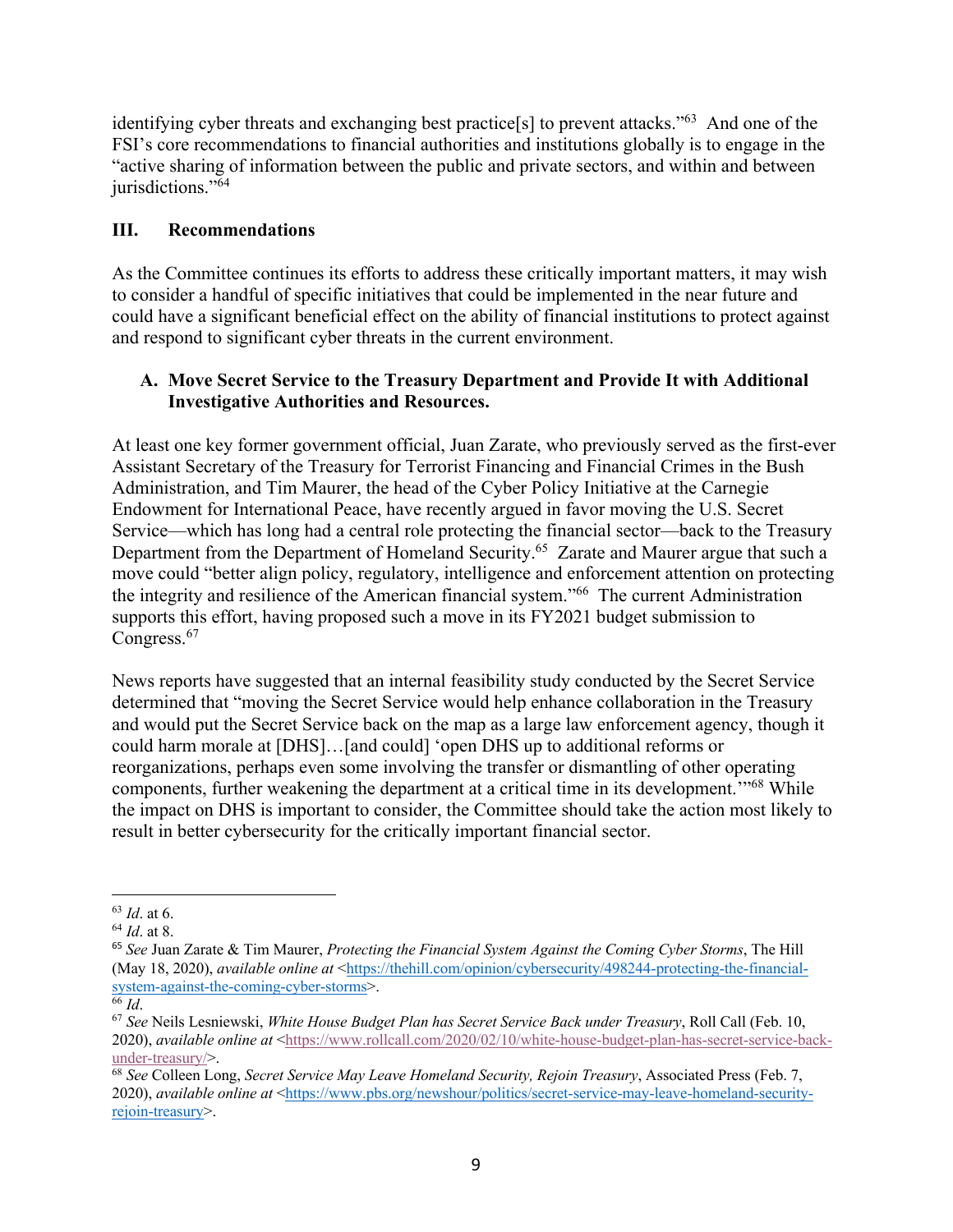identifying cyber threats and exchanging best practice[s] to prevent attacks."[63] And one of the FSI's core recommendations to financial authorities and institutions globally is to engage in the "active sharing of information between the public and private sectors, and within and between jurisdictions."[64]

## III. Recommendations

As the Committee continues its efforts to address these critically important matters, it may wish to consider a handful of specific initiatives that could be implemented in the near future and could have a significant beneficial effect on the ability of financial institutions to protect against and respond to significant cyber threats in the current environment.

### A. Move Secret Service to the Treasury Department and Provide It with Additional Investigative Authorities and Resources.

At least one key former government official, Juan Zarate, who previously served as the first-ever Assistant Secretary of the Treasury for Terrorist Financing and Financial Crimes in the Bush Administration, and Tim Maurer, the head of the Cyber Policy Initiative at the Carnegie Endowment for International Peace, have recently argued in favor moving the U.S. Secret Service—which has long had a central role protecting the financial sector—back to the Treasury Department from the Department of Homeland Security.[65] Zarate and Maurer argue that such a move could "better align policy, regulatory, intelligence and enforcement attention on protecting the integrity and resilience of the American financial system."[66] The current Administration supports this effort, having proposed such a move in its FY2021 budget submission to Congress.[67]

News reports have suggested that an internal feasibility study conducted by the Secret Service determined that "moving the Secret Service would help enhance collaboration in the Treasury and would put the Secret Service back on the map as a large law enforcement agency, though it could harm morale at [DHS]…[and could] 'open DHS up to additional reforms or reorganizations, perhaps even some involving the transfer or dismantling of other operating components, further weakening the department at a critical time in its development.'"[68] While the impact on DHS is important to consider, the Committee should take the action most likely to result in better cybersecurity for the critically important financial sector.

---

[63] *Id*. at 6.

[64] *Id*. at 8.

[65] *See* Juan Zarate & Tim Maurer, *Protecting the Financial System Against the Coming Cyber Storms*, The Hill (May 18, 2020), *available online at* <https://thehill.com/opinion/cybersecurity/498244-protecting-the-financial-system-against-the-coming-cyber-storms>.

[66] *Id*.

[67] *See* Neils Lesniewski, *White House Budget Plan has Secret Service Back under Treasury*, Roll Call (Feb. 10, 2020), *available online at* <https://www.rollcall.com/2020/02/10/white-house-budget-plan-has-secret-service-back-under-treasury/>.

[68] *See* Colleen Long, *Secret Service May Leave Homeland Security, Rejoin Treasury*, Associated Press (Feb. 7, 2020), *available online at* <https://www.pbs.org/newshour/politics/secret-service-may-leave-homeland-security-rejoin-treasury>.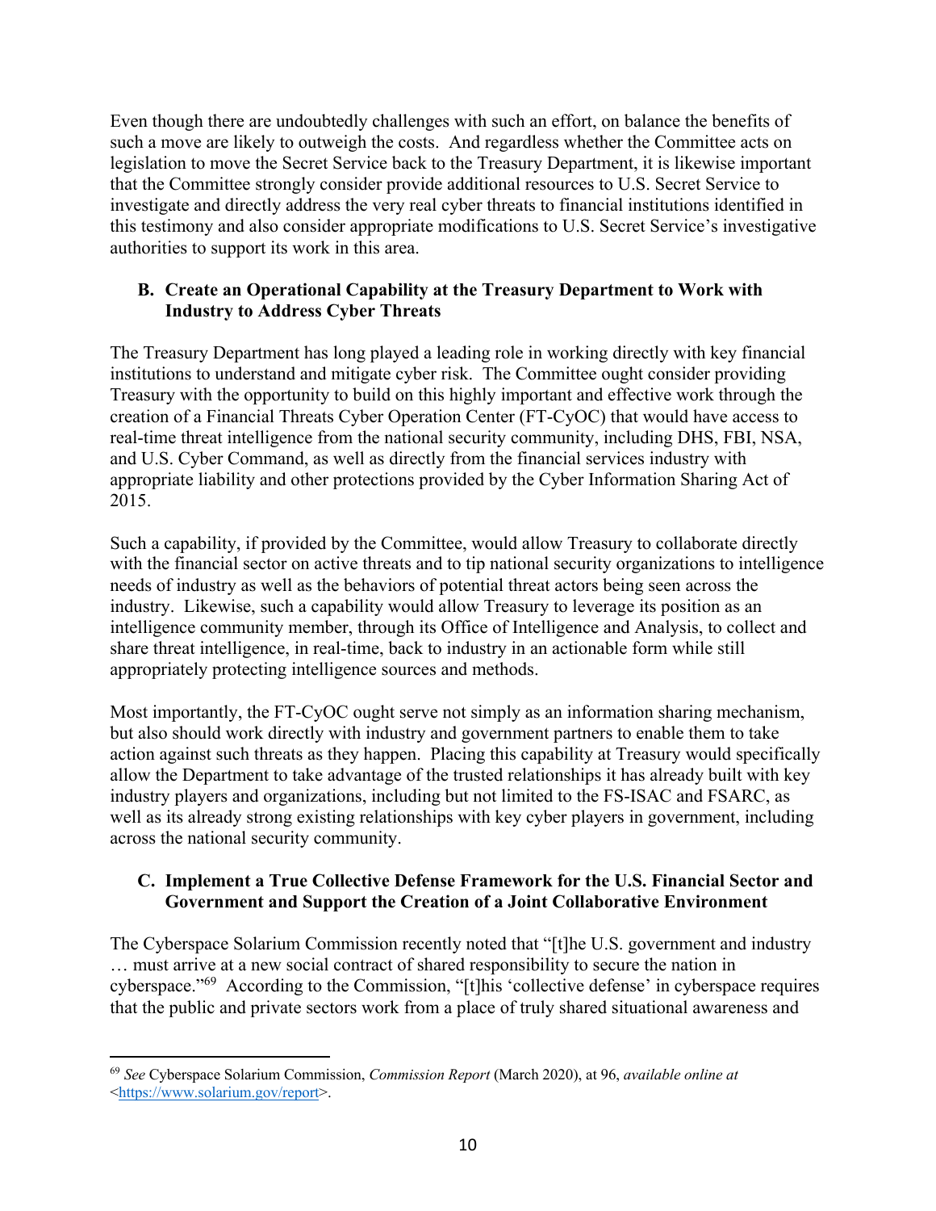Even though there are undoubtedly challenges with such an effort, on balance the benefits of such a move are likely to outweigh the costs. And regardless whether the Committee acts on legislation to move the Secret Service back to the Treasury Department, it is likewise important that the Committee strongly consider provide additional resources to U.S. Secret Service to investigate and directly address the very real cyber threats to financial institutions identified in this testimony and also consider appropriate modifications to U.S. Secret Service's investigative authorities to support its work in this area.

### B. Create an Operational Capability at the Treasury Department to Work with Industry to Address Cyber Threats

The Treasury Department has long played a leading role in working directly with key financial institutions to understand and mitigate cyber risk. The Committee ought consider providing Treasury with the opportunity to build on this highly important and effective work through the creation of a Financial Threats Cyber Operation Center (FT-CyOC) that would have access to real-time threat intelligence from the national security community, including DHS, FBI, NSA, and U.S. Cyber Command, as well as directly from the financial services industry with appropriate liability and other protections provided by the Cyber Information Sharing Act of 2015.

Such a capability, if provided by the Committee, would allow Treasury to collaborate directly with the financial sector on active threats and to tip national security organizations to intelligence needs of industry as well as the behaviors of potential threat actors being seen across the industry. Likewise, such a capability would allow Treasury to leverage its position as an intelligence community member, through its Office of Intelligence and Analysis, to collect and share threat intelligence, in real-time, back to industry in an actionable form while still appropriately protecting intelligence sources and methods.

Most importantly, the FT-CyOC ought serve not simply as an information sharing mechanism, but also should work directly with industry and government partners to enable them to take action against such threats as they happen. Placing this capability at Treasury would specifically allow the Department to take advantage of the trusted relationships it has already built with key industry players and organizations, including but not limited to the FS-ISAC and FSARC, as well as its already strong existing relationships with key cyber players in government, including across the national security community.

### C. Implement a True Collective Defense Framework for the U.S. Financial Sector and Government and Support the Creation of a Joint Collaborative Environment

The Cyberspace Solarium Commission recently noted that "[t]he U.S. government and industry … must arrive at a new social contract of shared responsibility to secure the nation in cyberspace."[69] According to the Commission, "[t]his 'collective defense' in cyberspace requires that the public and private sectors work from a place of truly shared situational awareness and

---

[69] *See* Cyberspace Solarium Commission, *Commission Report* (March 2020), at 96, *available online at* <https://www.solarium.gov/report>.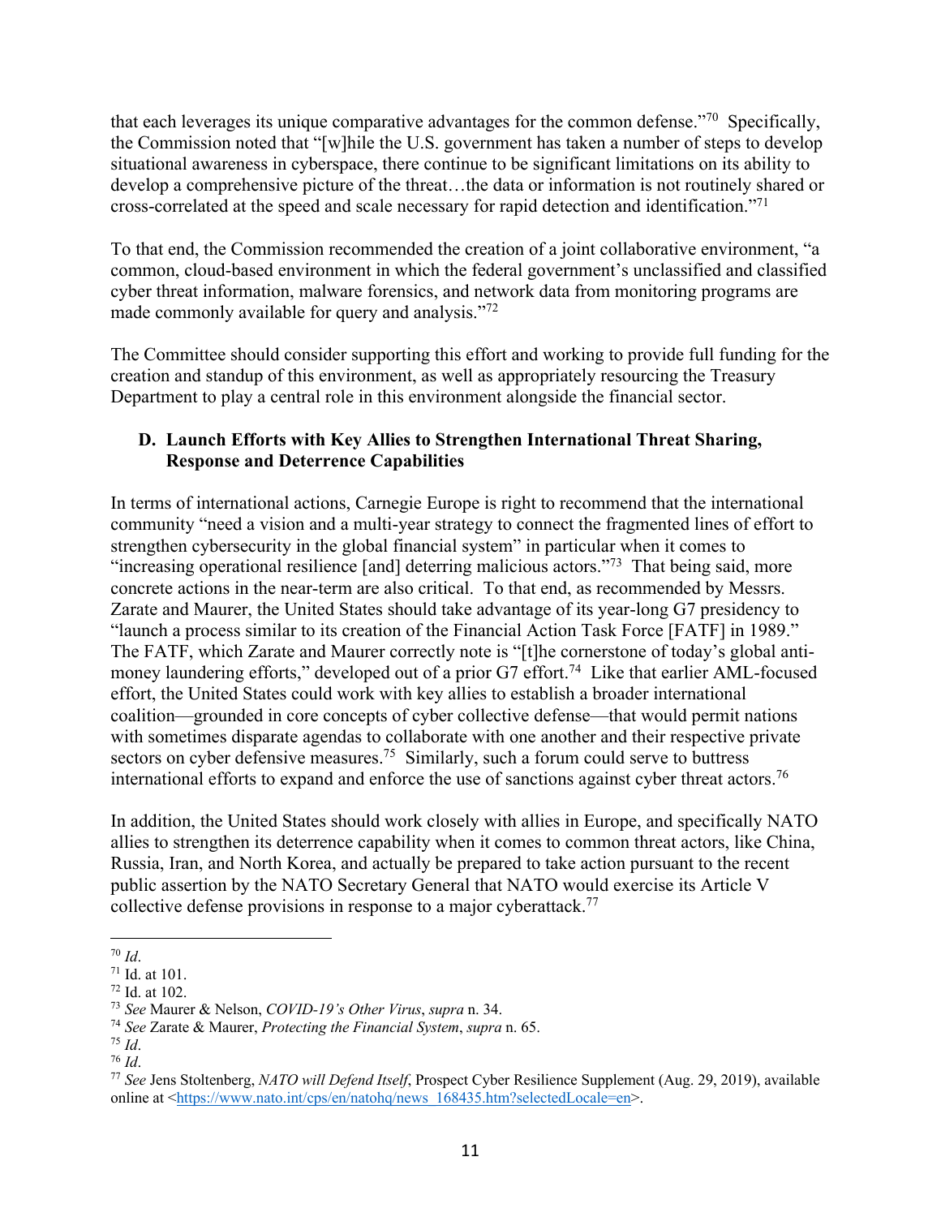that each leverages its unique comparative advantages for the common defense."[70] Specifically, the Commission noted that "[w]hile the U.S. government has taken a number of steps to develop situational awareness in cyberspace, there continue to be significant limitations on its ability to develop a comprehensive picture of the threat…the data or information is not routinely shared or cross-correlated at the speed and scale necessary for rapid detection and identification."[71]

To that end, the Commission recommended the creation of a joint collaborative environment, "a common, cloud-based environment in which the federal government's unclassified and classified cyber threat information, malware forensics, and network data from monitoring programs are made commonly available for query and analysis."[72]

The Committee should consider supporting this effort and working to provide full funding for the creation and standup of this environment, as well as appropriately resourcing the Treasury Department to play a central role in this environment alongside the financial sector.

### D. Launch Efforts with Key Allies to Strengthen International Threat Sharing, Response and Deterrence Capabilities

In terms of international actions, Carnegie Europe is right to recommend that the international community "need a vision and a multi-year strategy to connect the fragmented lines of effort to strengthen cybersecurity in the global financial system" in particular when it comes to "increasing operational resilience [and] deterring malicious actors."[73] That being said, more concrete actions in the near-term are also critical. To that end, as recommended by Messrs. Zarate and Maurer, the United States should take advantage of its year-long G7 presidency to "launch a process similar to its creation of the Financial Action Task Force [FATF] in 1989." The FATF, which Zarate and Maurer correctly note is "[t]he cornerstone of today's global anti-money laundering efforts," developed out of a prior G7 effort.[74] Like that earlier AML-focused effort, the United States could work with key allies to establish a broader international coalition—grounded in core concepts of cyber collective defense—that would permit nations with sometimes disparate agendas to collaborate with one another and their respective private sectors on cyber defensive measures.[75] Similarly, such a forum could serve to buttress international efforts to expand and enforce the use of sanctions against cyber threat actors.[76]

In addition, the United States should work closely with allies in Europe, and specifically NATO allies to strengthen its deterrence capability when it comes to common threat actors, like China, Russia, Iran, and North Korea, and actually be prepared to take action pursuant to the recent public assertion by the NATO Secretary General that NATO would exercise its Article V collective defense provisions in response to a major cyberattack.[77]

---

[70] *Id*.
[71] Id. at 101.
[72] Id. at 102.
[73] *See* Maurer & Nelson, *COVID-19's Other Virus*, *supra* n. 34.
[74] *See* Zarate & Maurer, *Protecting the Financial System*, *supra* n. 65.
[75] *Id*.
[76] *Id*.
[77] *See* Jens Stoltenberg, *NATO will Defend Itself*, Prospect Cyber Resilience Supplement (Aug. 29, 2019), available online at <https://www.nato.int/cps/en/natohq/news_168435.htm?selectedLocale=en>.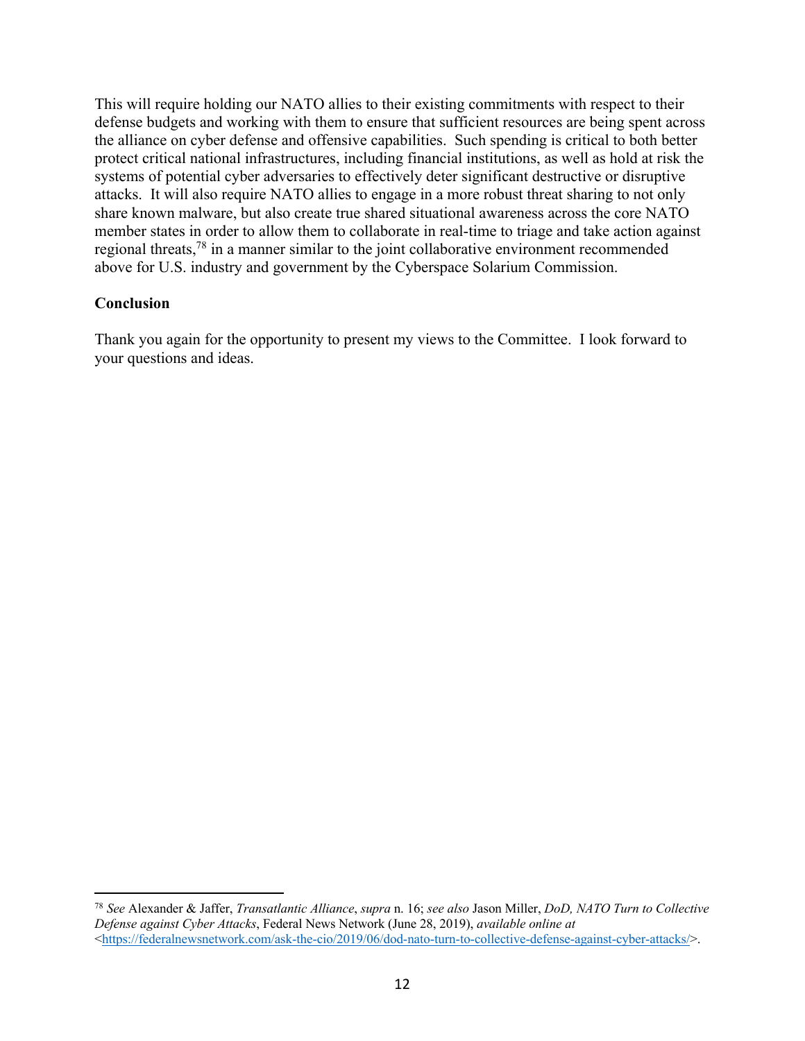This will require holding our NATO allies to their existing commitments with respect to their defense budgets and working with them to ensure that sufficient resources are being spent across the alliance on cyber defense and offensive capabilities. Such spending is critical to both better protect critical national infrastructures, including financial institutions, as well as hold at risk the systems of potential cyber adversaries to effectively deter significant destructive or disruptive attacks. It will also require NATO allies to engage in a more robust threat sharing to not only share known malware, but also create true shared situational awareness across the core NATO member states in order to allow them to collaborate in real-time to triage and take action against regional threats,[78] in a manner similar to the joint collaborative environment recommended above for U.S. industry and government by the Cyberspace Solarium Commission.

**Conclusion**

Thank you again for the opportunity to present my views to the Committee. I look forward to your questions and ideas.

---

[78] *See* Alexander & Jaffer, *Transatlantic Alliance*, *supra* n. 16; *see also* Jason Miller, *DoD, NATO Turn to Collective Defense against Cyber Attacks*, Federal News Network (June 28, 2019), *available online at* <https://federalnewsnetwork.com/ask-the-cio/2019/06/dod-nato-turn-to-collective-defense-against-cyber-attacks/>.